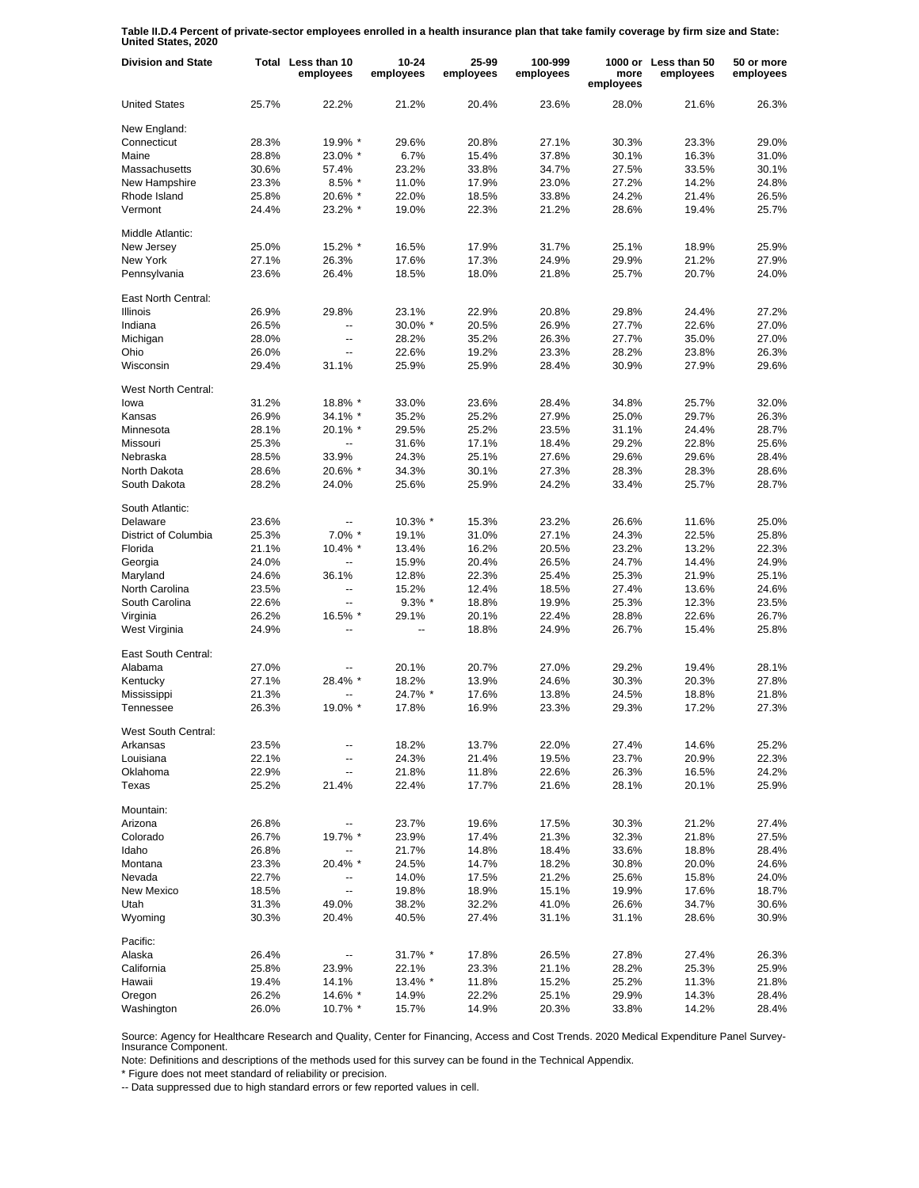**Table II.D.4 Percent of private-sector employees enrolled in a health insurance plan that take family coverage by firm size and State: United States, 2020**

| Division and State | Total | Less than 10 employees | 10-24 employees | 25-99 employees | 100-999 employees | 1000 or more employees | Less than 50 employees | 50 or more employees |
|---|---|---|---|---|---|---|---|---|
| United States | 25.7% | 22.2% | 21.2% | 20.4% | 23.6% | 28.0% | 21.6% | 26.3% |
| New England: | | | | | | | | |
| Connecticut | 28.3% | 19.9% * | 29.6% | 20.8% | 27.1% | 30.3% | 23.3% | 29.0% |
| Maine | 28.8% | 23.0% * | 6.7% | 15.4% | 37.8% | 30.1% | 16.3% | 31.0% |
| Massachusetts | 30.6% | 57.4% | 23.2% | 33.8% | 34.7% | 27.5% | 33.5% | 30.1% |
| New Hampshire | 23.3% | 8.5% * | 11.0% | 17.9% | 23.0% | 27.2% | 14.2% | 24.8% |
| Rhode Island | 25.8% | 20.6% * | 22.0% | 18.5% | 33.8% | 24.2% | 21.4% | 26.5% |
| Vermont | 24.4% | 23.2% * | 19.0% | 22.3% | 21.2% | 28.6% | 19.4% | 25.7% |
| Middle Atlantic: | | | | | | | | |
| New Jersey | 25.0% | 15.2% * | 16.5% | 17.9% | 31.7% | 25.1% | 18.9% | 25.9% |
| New York | 27.1% | 26.3% | 17.6% | 17.3% | 24.9% | 29.9% | 21.2% | 27.9% |
| Pennsylvania | 23.6% | 26.4% | 18.5% | 18.0% | 21.8% | 25.7% | 20.7% | 24.0% |
| East North Central: | | | | | | | | |
| Illinois | 26.9% | 29.8% | 23.1% | 22.9% | 20.8% | 29.8% | 24.4% | 27.2% |
| Indiana | 26.5% | -- | 30.0% * | 20.5% | 26.9% | 27.7% | 22.6% | 27.0% |
| Michigan | 28.0% | -- | 28.2% | 35.2% | 26.3% | 27.7% | 35.0% | 27.0% |
| Ohio | 26.0% | -- | 22.6% | 19.2% | 23.3% | 28.2% | 23.8% | 26.3% |
| Wisconsin | 29.4% | 31.1% | 25.9% | 25.9% | 28.4% | 30.9% | 27.9% | 29.6% |
| West North Central: | | | | | | | | |
| Iowa | 31.2% | 18.8% * | 33.0% | 23.6% | 28.4% | 34.8% | 25.7% | 32.0% |
| Kansas | 26.9% | 34.1% * | 35.2% | 25.2% | 27.9% | 25.0% | 29.7% | 26.3% |
| Minnesota | 28.1% | 20.1% * | 29.5% | 25.2% | 23.5% | 31.1% | 24.4% | 28.7% |
| Missouri | 25.3% | -- | 31.6% | 17.1% | 18.4% | 29.2% | 22.8% | 25.6% |
| Nebraska | 28.5% | 33.9% | 24.3% | 25.1% | 27.6% | 29.6% | 29.6% | 28.4% |
| North Dakota | 28.6% | 20.6% * | 34.3% | 30.1% | 27.3% | 28.3% | 28.3% | 28.6% |
| South Dakota | 28.2% | 24.0% | 25.6% | 25.9% | 24.2% | 33.4% | 25.7% | 28.7% |
| South Atlantic: | | | | | | | | |
| Delaware | 23.6% | -- | 10.3% * | 15.3% | 23.2% | 26.6% | 11.6% | 25.0% |
| District of Columbia | 25.3% | 7.0% * | 19.1% | 31.0% | 27.1% | 24.3% | 22.5% | 25.8% |
| Florida | 21.1% | 10.4% * | 13.4% | 16.2% | 20.5% | 23.2% | 13.2% | 22.3% |
| Georgia | 24.0% | -- | 15.9% | 20.4% | 26.5% | 24.7% | 14.4% | 24.9% |
| Maryland | 24.6% | 36.1% | 12.8% | 22.3% | 25.4% | 25.3% | 21.9% | 25.1% |
| North Carolina | 23.5% | -- | 15.2% | 12.4% | 18.5% | 27.4% | 13.6% | 24.6% |
| South Carolina | 22.6% | -- | 9.3% * | 18.8% | 19.9% | 25.3% | 12.3% | 23.5% |
| Virginia | 26.2% | 16.5% * | 29.1% | 20.1% | 22.4% | 28.8% | 22.6% | 26.7% |
| West Virginia | 24.9% | -- | -- | 18.8% | 24.9% | 26.7% | 15.4% | 25.8% |
| East South Central: | | | | | | | | |
| Alabama | 27.0% | -- | 20.1% | 20.7% | 27.0% | 29.2% | 19.4% | 28.1% |
| Kentucky | 27.1% | 28.4% * | 18.2% | 13.9% | 24.6% | 30.3% | 20.3% | 27.8% |
| Mississippi | 21.3% | -- | 24.7% * | 17.6% | 13.8% | 24.5% | 18.8% | 21.8% |
| Tennessee | 26.3% | 19.0% * | 17.8% | 16.9% | 23.3% | 29.3% | 17.2% | 27.3% |
| West South Central: | | | | | | | | |
| Arkansas | 23.5% | -- | 18.2% | 13.7% | 22.0% | 27.4% | 14.6% | 25.2% |
| Louisiana | 22.1% | -- | 24.3% | 21.4% | 19.5% | 23.7% | 20.9% | 22.3% |
| Oklahoma | 22.9% | -- | 21.8% | 11.8% | 22.6% | 26.3% | 16.5% | 24.2% |
| Texas | 25.2% | 21.4% | 22.4% | 17.7% | 21.6% | 28.1% | 20.1% | 25.9% |
| Mountain: | | | | | | | | |
| Arizona | 26.8% | -- | 23.7% | 19.6% | 17.5% | 30.3% | 21.2% | 27.4% |
| Colorado | 26.7% | 19.7% * | 23.9% | 17.4% | 21.3% | 32.3% | 21.8% | 27.5% |
| Idaho | 26.8% | -- | 21.7% | 14.8% | 18.4% | 33.6% | 18.8% | 28.4% |
| Montana | 23.3% | 20.4% * | 24.5% | 14.7% | 18.2% | 30.8% | 20.0% | 24.6% |
| Nevada | 22.7% | -- | 14.0% | 17.5% | 21.2% | 25.6% | 15.8% | 24.0% |
| New Mexico | 18.5% | -- | 19.8% | 18.9% | 15.1% | 19.9% | 17.6% | 18.7% |
| Utah | 31.3% | 49.0% | 38.2% | 32.2% | 41.0% | 26.6% | 34.7% | 30.6% |
| Wyoming | 30.3% | 20.4% | 40.5% | 27.4% | 31.1% | 31.1% | 28.6% | 30.9% |
| Pacific: | | | | | | | | |
| Alaska | 26.4% | -- | 31.7% * | 17.8% | 26.5% | 27.8% | 27.4% | 26.3% |
| California | 25.8% | 23.9% | 22.1% | 23.3% | 21.1% | 28.2% | 25.3% | 25.9% |
| Hawaii | 19.4% | 14.1% | 13.4% * | 11.8% | 15.2% | 25.2% | 11.3% | 21.8% |
| Oregon | 26.2% | 14.6% * | 14.9% | 22.2% | 25.1% | 29.9% | 14.3% | 28.4% |
| Washington | 26.0% | 10.7% * | 15.7% | 14.9% | 20.3% | 33.8% | 14.2% | 28.4% |

Source: Agency for Healthcare Research and Quality, Center for Financing, Access and Cost Trends. 2020 Medical Expenditure Panel Survey-Insurance Component.

Note: Definitions and descriptions of the methods used for this survey can be found in the Technical Appendix.

* Figure does not meet standard of reliability or precision.

-- Data suppressed due to high standard errors or few reported values in cell.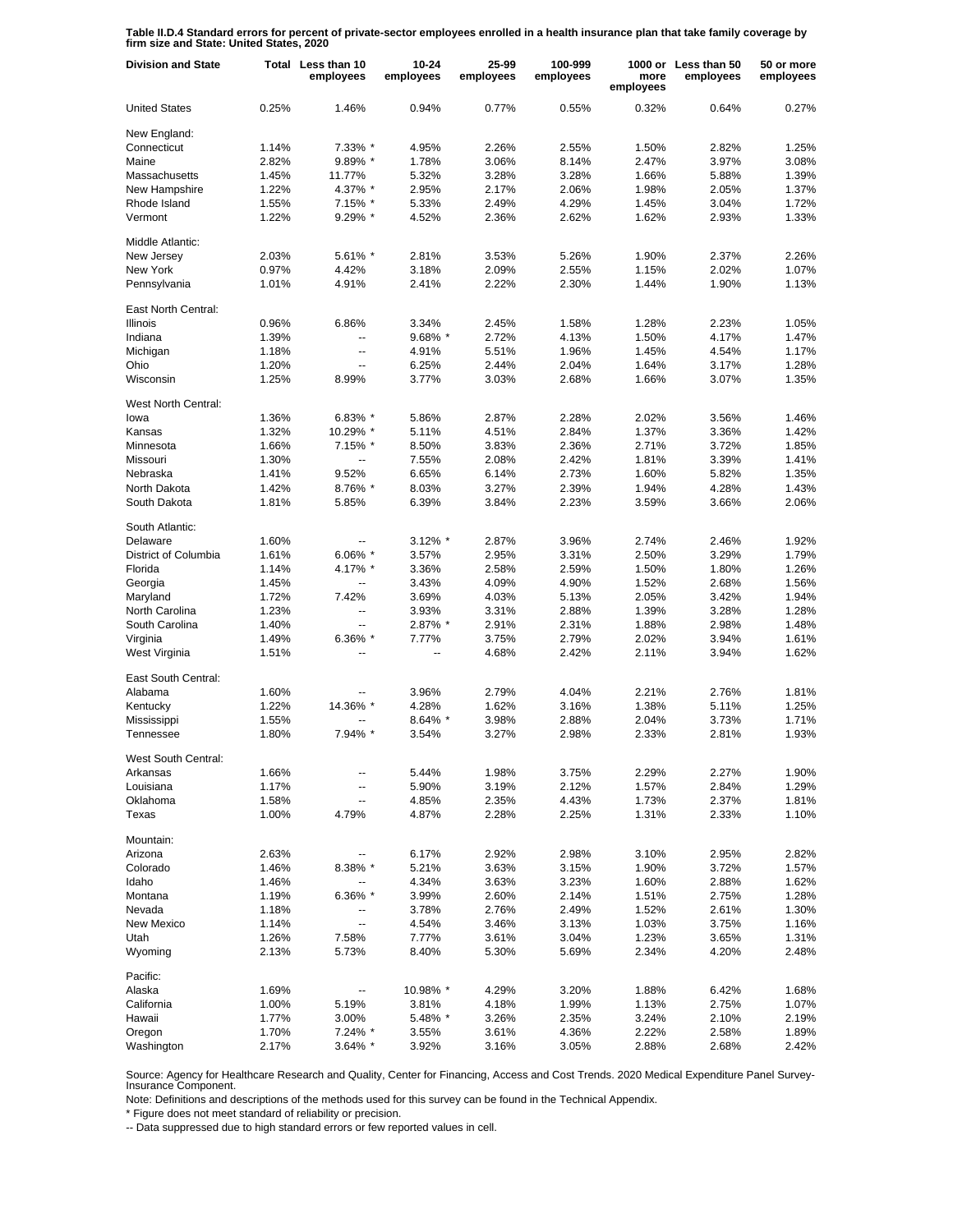**Table II.D.4 Standard errors for percent of private-sector employees enrolled in a health insurance plan that take family coverage by firm size and State: United States, 2020**

| Division and State | Total | Less than 10 employees | 10-24 employees | 25-99 employees | 100-999 employees | 1000 or more employees | Less than 50 employees | 50 or more employees |
|---|---|---|---|---|---|---|---|---|
| United States | 0.25% | 1.46% | 0.94% | 0.77% | 0.55% | 0.32% | 0.64% | 0.27% |
| New England: | | | | | | | | |
| Connecticut | 1.14% | 7.33% * | 4.95% | 2.26% | 2.55% | 1.50% | 2.82% | 1.25% |
| Maine | 2.82% | 9.89% * | 1.78% | 3.06% | 8.14% | 2.47% | 3.97% | 3.08% |
| Massachusetts | 1.45% | 11.77% | 5.32% | 3.28% | 3.28% | 1.66% | 5.88% | 1.39% |
| New Hampshire | 1.22% | 4.37% * | 2.95% | 2.17% | 2.06% | 1.98% | 2.05% | 1.37% |
| Rhode Island | 1.55% | 7.15% * | 5.33% | 2.49% | 4.29% | 1.45% | 3.04% | 1.72% |
| Vermont | 1.22% | 9.29% * | 4.52% | 2.36% | 2.62% | 1.62% | 2.93% | 1.33% |
| Middle Atlantic: | | | | | | | | |
| New Jersey | 2.03% | 5.61% * | 2.81% | 3.53% | 5.26% | 1.90% | 2.37% | 2.26% |
| New York | 0.97% | 4.42% | 3.18% | 2.09% | 2.55% | 1.15% | 2.02% | 1.07% |
| Pennsylvania | 1.01% | 4.91% | 2.41% | 2.22% | 2.30% | 1.44% | 1.90% | 1.13% |
| East North Central: | | | | | | | | |
| Illinois | 0.96% | 6.86% | 3.34% | 2.45% | 1.58% | 1.28% | 2.23% | 1.05% |
| Indiana | 1.39% | -- | 9.68% * | 2.72% | 4.13% | 1.50% | 4.17% | 1.47% |
| Michigan | 1.18% | -- | 4.91% | 5.51% | 1.96% | 1.45% | 4.54% | 1.17% |
| Ohio | 1.20% | -- | 6.25% | 2.44% | 2.04% | 1.64% | 3.17% | 1.28% |
| Wisconsin | 1.25% | 8.99% | 3.77% | 3.03% | 2.68% | 1.66% | 3.07% | 1.35% |
| West North Central: | | | | | | | | |
| Iowa | 1.36% | 6.83% * | 5.86% | 2.87% | 2.28% | 2.02% | 3.56% | 1.46% |
| Kansas | 1.32% | 10.29% * | 5.11% | 4.51% | 2.84% | 1.37% | 3.36% | 1.42% |
| Minnesota | 1.66% | 7.15% * | 8.50% | 3.83% | 2.36% | 2.71% | 3.72% | 1.85% |
| Missouri | 1.30% | -- | 7.55% | 2.08% | 2.42% | 1.81% | 3.39% | 1.41% |
| Nebraska | 1.41% | 9.52% | 6.65% | 6.14% | 2.73% | 1.60% | 5.82% | 1.35% |
| North Dakota | 1.42% | 8.76% * | 8.03% | 3.27% | 2.39% | 1.94% | 4.28% | 1.43% |
| South Dakota | 1.81% | 5.85% | 6.39% | 3.84% | 2.23% | 3.59% | 3.66% | 2.06% |
| South Atlantic: | | | | | | | | |
| Delaware | 1.60% | -- | 3.12% * | 2.87% | 3.96% | 2.74% | 2.46% | 1.92% |
| District of Columbia | 1.61% | 6.06% * | 3.57% | 2.95% | 3.31% | 2.50% | 3.29% | 1.79% |
| Florida | 1.14% | 4.17% * | 3.36% | 2.58% | 2.59% | 1.50% | 1.80% | 1.26% |
| Georgia | 1.45% | -- | 3.43% | 4.09% | 4.90% | 1.52% | 2.68% | 1.56% |
| Maryland | 1.72% | 7.42% | 3.69% | 4.03% | 5.13% | 2.05% | 3.42% | 1.94% |
| North Carolina | 1.23% | -- | 3.93% | 3.31% | 2.88% | 1.39% | 3.28% | 1.28% |
| South Carolina | 1.40% | -- | 2.87% * | 2.91% | 2.31% | 1.88% | 2.98% | 1.48% |
| Virginia | 1.49% | 6.36% * | 7.77% | 3.75% | 2.79% | 2.02% | 3.94% | 1.61% |
| West Virginia | 1.51% | -- | -- | 4.68% | 2.42% | 2.11% | 3.94% | 1.62% |
| East South Central: | | | | | | | | |
| Alabama | 1.60% | -- | 3.96% | 2.79% | 4.04% | 2.21% | 2.76% | 1.81% |
| Kentucky | 1.22% | 14.36% * | 4.28% | 1.62% | 3.16% | 1.38% | 5.11% | 1.25% |
| Mississippi | 1.55% | -- | 8.64% * | 3.98% | 2.88% | 2.04% | 3.73% | 1.71% |
| Tennessee | 1.80% | 7.94% * | 3.54% | 3.27% | 2.98% | 2.33% | 2.81% | 1.93% |
| West South Central: | | | | | | | | |
| Arkansas | 1.66% | -- | 5.44% | 1.98% | 3.75% | 2.29% | 2.27% | 1.90% |
| Louisiana | 1.17% | -- | 5.90% | 3.19% | 2.12% | 1.57% | 2.84% | 1.29% |
| Oklahoma | 1.58% | -- | 4.85% | 2.35% | 4.43% | 1.73% | 2.37% | 1.81% |
| Texas | 1.00% | 4.79% | 4.87% | 2.28% | 2.25% | 1.31% | 2.33% | 1.10% |
| Mountain: | | | | | | | | |
| Arizona | 2.63% | -- | 6.17% | 2.92% | 2.98% | 3.10% | 2.95% | 2.82% |
| Colorado | 1.46% | 8.38% * | 5.21% | 3.63% | 3.15% | 1.90% | 3.72% | 1.57% |
| Idaho | 1.46% | -- | 4.34% | 3.63% | 3.23% | 1.60% | 2.88% | 1.62% |
| Montana | 1.19% | 6.36% * | 3.99% | 2.60% | 2.14% | 1.51% | 2.75% | 1.28% |
| Nevada | 1.18% | -- | 3.78% | 2.76% | 2.49% | 1.52% | 2.61% | 1.30% |
| New Mexico | 1.14% | -- | 4.54% | 3.46% | 3.13% | 1.03% | 3.75% | 1.16% |
| Utah | 1.26% | 7.58% | 7.77% | 3.61% | 3.04% | 1.23% | 3.65% | 1.31% |
| Wyoming | 2.13% | 5.73% | 8.40% | 5.30% | 5.69% | 2.34% | 4.20% | 2.48% |
| Pacific: | | | | | | | | |
| Alaska | 1.69% | -- | 10.98% * | 4.29% | 3.20% | 1.88% | 6.42% | 1.68% |
| California | 1.00% | 5.19% | 3.81% | 4.18% | 1.99% | 1.13% | 2.75% | 1.07% |
| Hawaii | 1.77% | 3.00% | 5.48% * | 3.26% | 2.35% | 3.24% | 2.10% | 2.19% |
| Oregon | 1.70% | 7.24% * | 3.55% | 3.61% | 4.36% | 2.22% | 2.58% | 1.89% |
| Washington | 2.17% | 3.64% * | 3.92% | 3.16% | 3.05% | 2.88% | 2.68% | 2.42% |

Source: Agency for Healthcare Research and Quality, Center for Financing, Access and Cost Trends. 2020 Medical Expenditure Panel Survey-Insurance Component.

Note: Definitions and descriptions of the methods used for this survey can be found in the Technical Appendix.

* Figure does not meet standard of reliability or precision.

-- Data suppressed due to high standard errors or few reported values in cell.